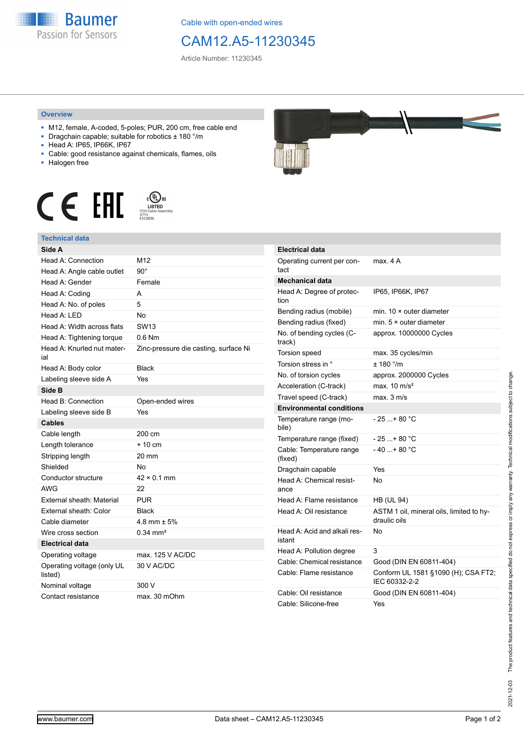Cable with open-ended wires

# CAM12.A5-11230345

Article Number: 11230345

## Overview

- M12, female, A-coded, 5-poles; PUR, 200 cm, free cable end
- Dragchain capable; suitable for robotics ± 180 °/m
- Head A: IP65, IP66K, IP67
- Cable: good resistance against chemicals, flames, oils
- Halogen free

## Technical data

| Side A | |
|---|---|
| Head A: Connection | M12 |
| Head A: Angle cable outlet | 90° |
| Head A: Gender | Female |
| Head A: Coding | A |
| Head A: No. of poles | 5 |
| Head A: LED | No |
| Head A: Width across flats | SW13 |
| Head A: Tightening torque | 0.6 Nm |
| Head A: Knurled nut material | Zinc-pressure die casting, surface Ni |
| Head A: Body color | Black |
| Labeling sleeve side A | Yes |
| **Side B** | |
| Head B: Connection | Open-ended wires |
| Labeling sleeve side B | Yes |
| **Cables** | |
| Cable length | 200 cm |
| Length tolerance | + 10 cm |
| Stripping length | 20 mm |
| Shielded | No |
| Conductor structure | 42 × 0.1 mm |
| AWG | 22 |
| External sheath: Material | PUR |
| External sheath: Color | Black |
| Cable diameter | 4.8 mm ± 5% |
| Wire cross section | 0.34 mm² |
| **Electrical data** | |
| Operating voltage | max. 125 V AC/DC |
| Operating voltage (only UL listed) | 30 V AC/DC |
| Nominal voltage | 300 V |
| Contact resistance | max. 30 mOhm |

| Electrical data | |
|---|---|
| Operating current per contact | max. 4 A |
| **Mechanical data** | |
| Head A: Degree of protection | IP65, IP66K, IP67 |
| Bending radius (mobile) | min. 10 × outer diameter |
| Bending radius (fixed) | min. 5 × outer diameter |
| No. of bending cycles (C-track) | approx. 10000000 Cycles |
| Torsion speed | max. 35 cycles/min |
| Torsion stress in ° | ± 180 °/m |
| No. of torsion cycles | approx. 2000000 Cycles |
| Acceleration (C-track) | max. 10 m/s² |
| Travel speed (C-track) | max. 3 m/s |
| **Environmental conditions** | |
| Temperature range (mobile) | - 25 ...+ 80 °C |
| Temperature range (fixed) | - 25 ...+ 80 °C |
| Cable: Temperature range (fixed) | - 40 ...+ 80 °C |
| Dragchain capable | Yes |
| Head A: Chemical resistance | No |
| Head A: Flame resistance | HB (UL 94) |
| Head A: Oil resistance | ASTM 1 oil, mineral oils, limited to hydraulic oils |
| Head A: Acid and alkali resistant | No |
| Head A: Pollution degree | 3 |
| Cable: Chemical resistance | Good (DIN EN 60811-404) |
| Cable: Flame resistance | Conform UL 1581 §1090 (H); CSA FT2; IEC 60332-2-2 |
| Cable: Oil resistance | Good (DIN EN 60811-404) |
| Cable: Silicone-free | Yes |

2021-12-03 The product features and technical data specified do not express or imply any warranty. Technical modifications subject to change.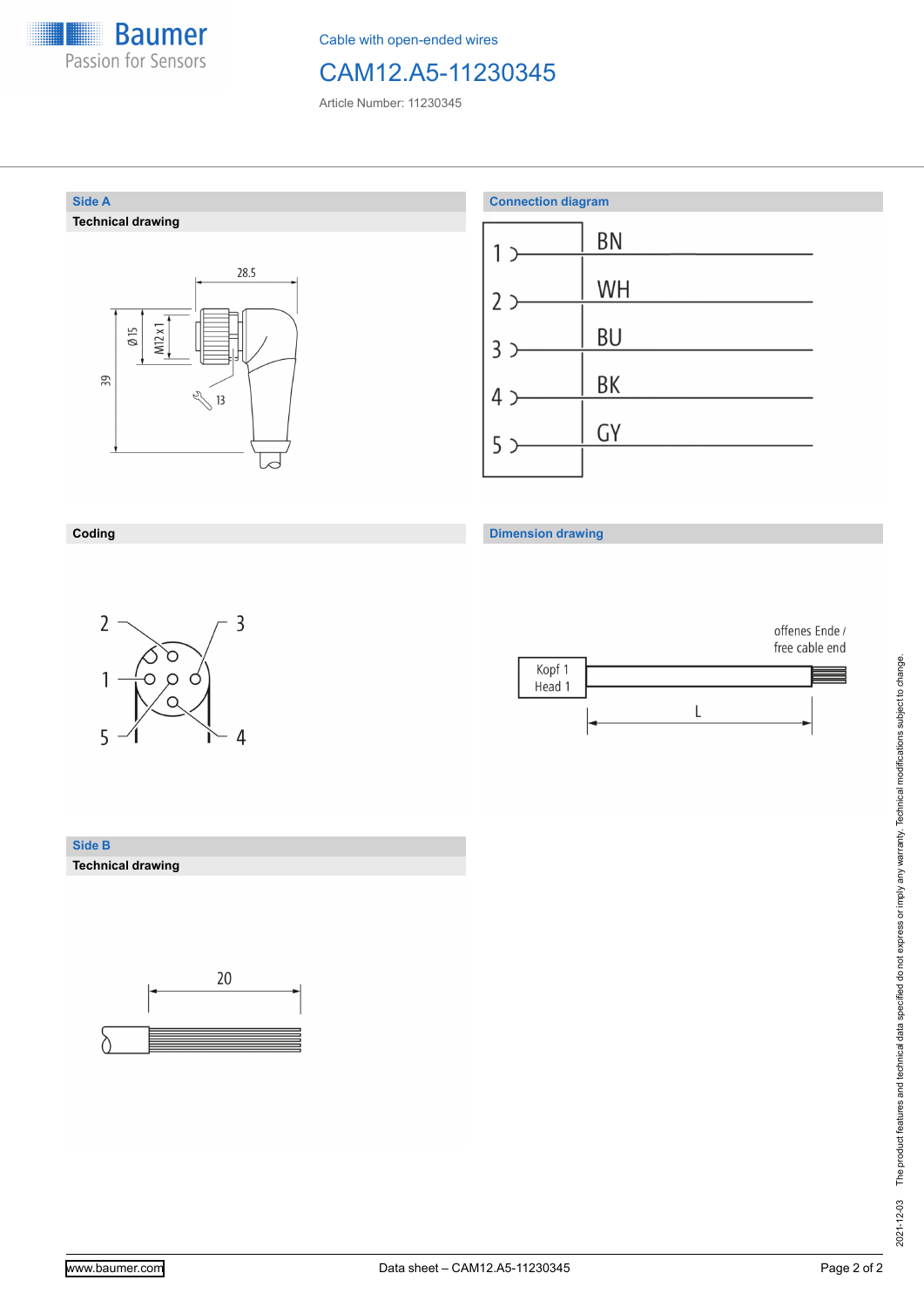Cable with open-ended wires

# CAM12.A5-11230345

Article Number: 11230345

## Side A

### Technical drawing

28.5

Ø 15

M12 x 1

39

13

## Connection diagram

1 BN

2 WH

3 BU

4 BK

5 GY

### Coding

2 3

1

5 4

## Dimension drawing

offenes Ende / free cable end

Kopf 1 Head 1

L

## Side B

### Technical drawing

20

The product features and technical data specified do not express or imply any warranty. Technical modifications subject to change.

2021-12-03

www.baumer.com

Data sheet – CAM12.A5-11230345